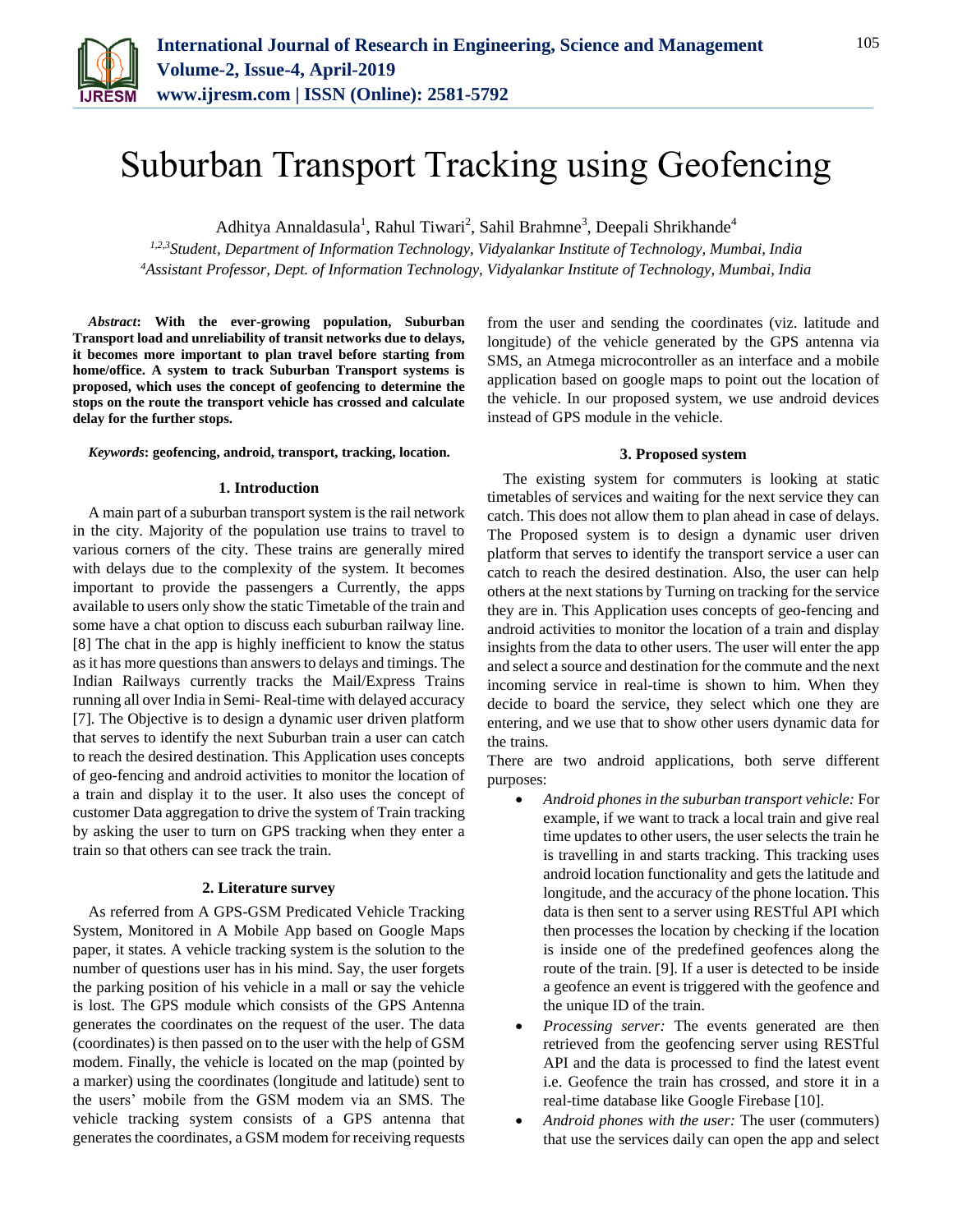# Suburban Transport Tracking using Geofencing

Adhitya Annaldasula[1], Rahul Tiwari[2], Sahil Brahmne[3], Deepali Shrikhande[4]

[1,2,3]*Student, Department of Information Technology, Vidyalankar Institute of Technology, Mumbai, India*
[4]*Assistant Professor, Dept. of Information Technology, Vidyalankar Institute of Technology, Mumbai, India*

***Abstract*: With the ever-growing population, Suburban Transport load and unreliability of transit networks due to delays, it becomes more important to plan travel before starting from home/office. A system to track Suburban Transport systems is proposed, which uses the concept of geofencing to determine the stops on the route the transport vehicle has crossed and calculate delay for the further stops.**

***Keywords*: geofencing, android, transport, tracking, location.**

## 1. Introduction

A main part of a suburban transport system is the rail network in the city. Majority of the population use trains to travel to various corners of the city. These trains are generally mired with delays due to the complexity of the system. It becomes important to provide the passengers a Currently, the apps available to users only show the static Timetable of the train and some have a chat option to discuss each suburban railway line. [8] The chat in the app is highly inefficient to know the status as it has more questions than answers to delays and timings. The Indian Railways currently tracks the Mail/Express Trains running all over India in Semi- Real-time with delayed accuracy [7]. The Objective is to design a dynamic user driven platform that serves to identify the next Suburban train a user can catch to reach the desired destination. This Application uses concepts of geo-fencing and android activities to monitor the location of a train and display it to the user. It also uses the concept of customer Data aggregation to drive the system of Train tracking by asking the user to turn on GPS tracking when they enter a train so that others can see track the train.

## 2. Literature survey

As referred from A GPS-GSM Predicated Vehicle Tracking System, Monitored in A Mobile App based on Google Maps paper, it states. A vehicle tracking system is the solution to the number of questions user has in his mind. Say, the user forgets the parking position of his vehicle in a mall or say the vehicle is lost. The GPS module which consists of the GPS Antenna generates the coordinates on the request of the user. The data (coordinates) is then passed on to the user with the help of GSM modem. Finally, the vehicle is located on the map (pointed by a marker) using the coordinates (longitude and latitude) sent to the users' mobile from the GSM modem via an SMS. The vehicle tracking system consists of a GPS antenna that generates the coordinates, a GSM modem for receiving requests from the user and sending the coordinates (viz. latitude and longitude) of the vehicle generated by the GPS antenna via SMS, an Atmega microcontroller as an interface and a mobile application based on google maps to point out the location of the vehicle. In our proposed system, we use android devices instead of GPS module in the vehicle.

## 3. Proposed system

The existing system for commuters is looking at static timetables of services and waiting for the next service they can catch. This does not allow them to plan ahead in case of delays. The Proposed system is to design a dynamic user driven platform that serves to identify the transport service a user can catch to reach the desired destination. Also, the user can help others at the next stations by Turning on tracking for the service they are in. This Application uses concepts of geo-fencing and android activities to monitor the location of a train and display insights from the data to other users. The user will enter the app and select a source and destination for the commute and the next incoming service in real-time is shown to him. When they decide to board the service, they select which one they are entering, and we use that to show other users dynamic data for the trains.

There are two android applications, both serve different purposes:

- *Android phones in the suburban transport vehicle:* For example, if we want to track a local train and give real time updates to other users, the user selects the train he is travelling in and starts tracking. This tracking uses android location functionality and gets the latitude and longitude, and the accuracy of the phone location. This data is then sent to a server using RESTful API which then processes the location by checking if the location is inside one of the predefined geofences along the route of the train. [9]. If a user is detected to be inside a geofence an event is triggered with the geofence and the unique ID of the train.
- *Processing server:* The events generated are then retrieved from the geofencing server using RESTful API and the data is processed to find the latest event i.e. Geofence the train has crossed, and store it in a real-time database like Google Firebase [10].
- *Android phones with the user:* The user (commuters) that use the services daily can open the app and select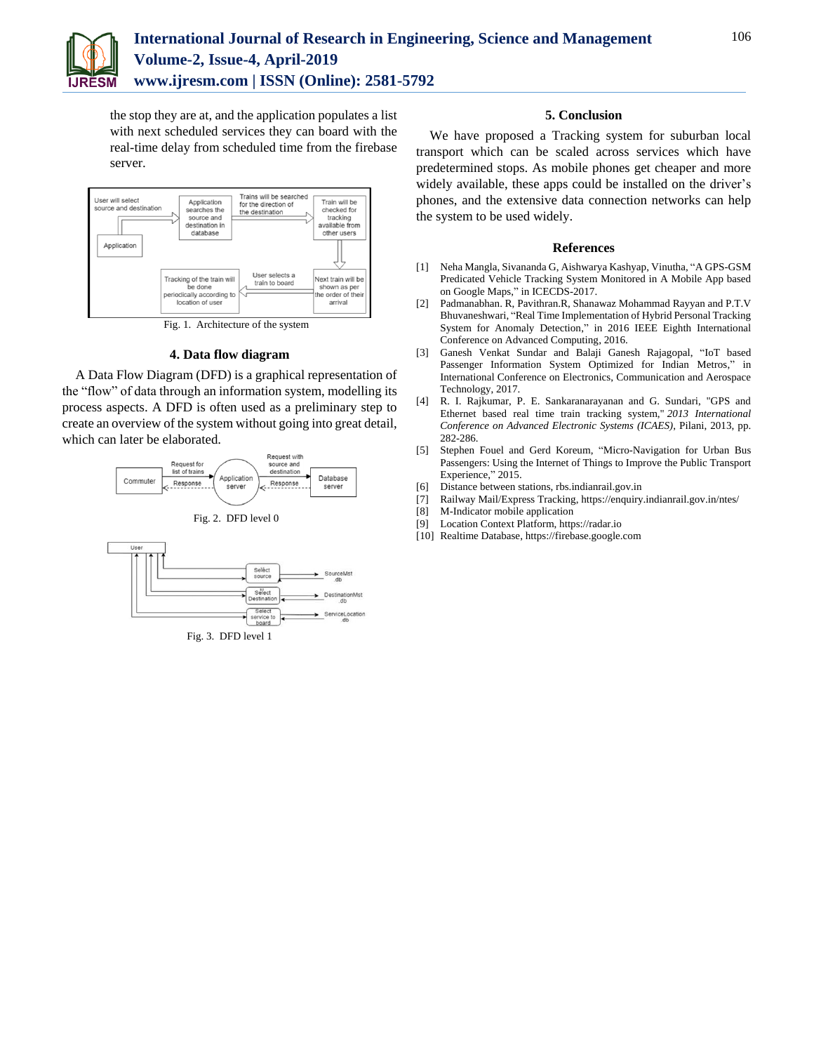the stop they are at, and the application populates a list with next scheduled services they can board with the real-time delay from scheduled time from the firebase server.

Fig. 1. Architecture of the system

## 4. Data flow diagram

A Data Flow Diagram (DFD) is a graphical representation of the "flow" of data through an information system, modelling its process aspects. A DFD is often used as a preliminary step to create an overview of the system without going into great detail, which can later be elaborated.

Fig. 2. DFD level 0

Fig. 3. DFD level 1

## 5. Conclusion

We have proposed a Tracking system for suburban local transport which can be scaled across services which have predetermined stops. As mobile phones get cheaper and more widely available, these apps could be installed on the driver's phones, and the extensive data connection networks can help the system to be used widely.

## References

[1] Neha Mangla, Sivananda G, Aishwarya Kashyap, Vinutha, "A GPS-GSM Predicated Vehicle Tracking System Monitored in A Mobile App based on Google Maps," in ICECDS-2017.

[2] Padmanabhan. R, Pavithran.R, Shanawaz Mohammad Rayyan and P.T.V Bhuvaneshwari, "Real Time Implementation of Hybrid Personal Tracking System for Anomaly Detection," in 2016 IEEE Eighth International Conference on Advanced Computing, 2016.

[3] Ganesh Venkat Sundar and Balaji Ganesh Rajagopal, "IoT based Passenger Information System Optimized for Indian Metros," in International Conference on Electronics, Communication and Aerospace Technology, 2017.

[4] R. I. Rajkumar, P. E. Sankaranarayanan and G. Sundari, "GPS and Ethernet based real time train tracking system," *2013 International Conference on Advanced Electronic Systems (ICAES)*, Pilani, 2013, pp. 282-286.

[5] Stephen Fouel and Gerd Koreum, "Micro-Navigation for Urban Bus Passengers: Using the Internet of Things to Improve the Public Transport Experience," 2015.

[6] Distance between stations, rbs.indianrail.gov.in

[7] Railway Mail/Express Tracking, https://enquiry.indianrail.gov.in/ntes/

[8] M-Indicator mobile application

[9] Location Context Platform, https://radar.io

[10] Realtime Database, https://firebase.google.com